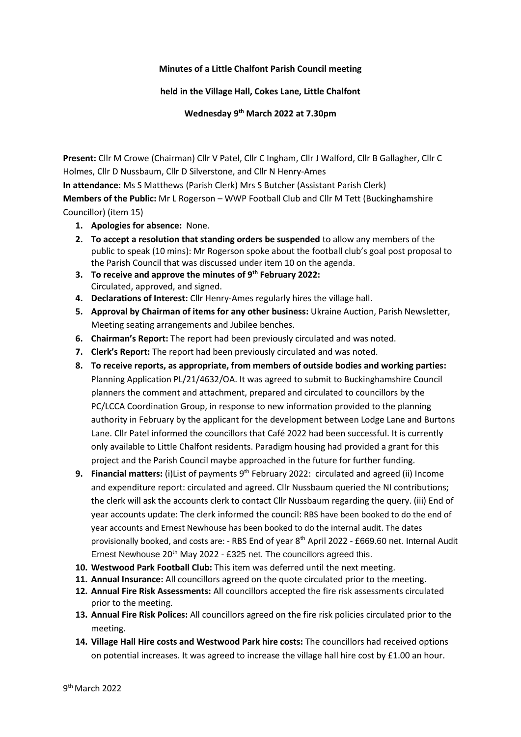**Minutes of a Little Chalfont Parish Council meeting**

**held in the Village Hall, Cokes Lane, Little Chalfont**

**Wednesday 9th March 2022 at 7.30pm**

**Present:** Cllr M Crowe (Chairman) Cllr V Patel, Cllr C Ingham, Cllr J Walford, Cllr B Gallagher, Cllr C Holmes, Cllr D Nussbaum, Cllr D Silverstone, and Cllr N Henry-Ames

**In attendance:** Ms S Matthews (Parish Clerk) Mrs S Butcher (Assistant Parish Clerk)

**Members of the Public:** Mr L Rogerson – WWP Football Club and Cllr M Tett (Buckinghamshire Councillor) (item 15)

1. **Apologies for absence:** None.
2. **To accept a resolution that standing orders be suspended** to allow any members of the public to speak (10 mins): Mr Rogerson spoke about the football club's goal post proposal to the Parish Council that was discussed under item 10 on the agenda.
3. **To receive and approve the minutes of 9th February 2022:** Circulated, approved, and signed.
4. **Declarations of Interest:** Cllr Henry-Ames regularly hires the village hall.
5. **Approval by Chairman of items for any other business:** Ukraine Auction, Parish Newsletter, Meeting seating arrangements and Jubilee benches.
6. **Chairman's Report:** The report had been previously circulated and was noted.
7. **Clerk's Report:** The report had been previously circulated and was noted.
8. **To receive reports, as appropriate, from members of outside bodies and working parties:** Planning Application PL/21/4632/OA. It was agreed to submit to Buckinghamshire Council planners the comment and attachment, prepared and circulated to councillors by the PC/LCCA Coordination Group, in response to new information provided to the planning authority in February by the applicant for the development between Lodge Lane and Burtons Lane. Cllr Patel informed the councillors that Café 2022 had been successful. It is currently only available to Little Chalfont residents. Paradigm housing had provided a grant for this project and the Parish Council maybe approached in the future for further funding.
9. **Financial matters:** (i)List of payments 9th February 2022: circulated and agreed (ii) Income and expenditure report: circulated and agreed. Cllr Nussbaum queried the NI contributions; the clerk will ask the accounts clerk to contact Cllr Nussbaum regarding the query. (iii) End of year accounts update: The clerk informed the council: RBS have been booked to do the end of year accounts and Ernest Newhouse has been booked to do the internal audit. The dates provisionally booked, and costs are: - RBS End of year 8th April 2022 - £669.60 net. Internal Audit Ernest Newhouse 20th May 2022 - £325 net. The councillors agreed this.
10. **Westwood Park Football Club:** This item was deferred until the next meeting.
11. **Annual Insurance:** All councillors agreed on the quote circulated prior to the meeting.
12. **Annual Fire Risk Assessments:** All councillors accepted the fire risk assessments circulated prior to the meeting.
13. **Annual Fire Risk Polices:** All councillors agreed on the fire risk policies circulated prior to the meeting.
14. **Village Hall Hire costs and Westwood Park hire costs:** The councillors had received options on potential increases. It was agreed to increase the village hall hire cost by £1.00 an hour.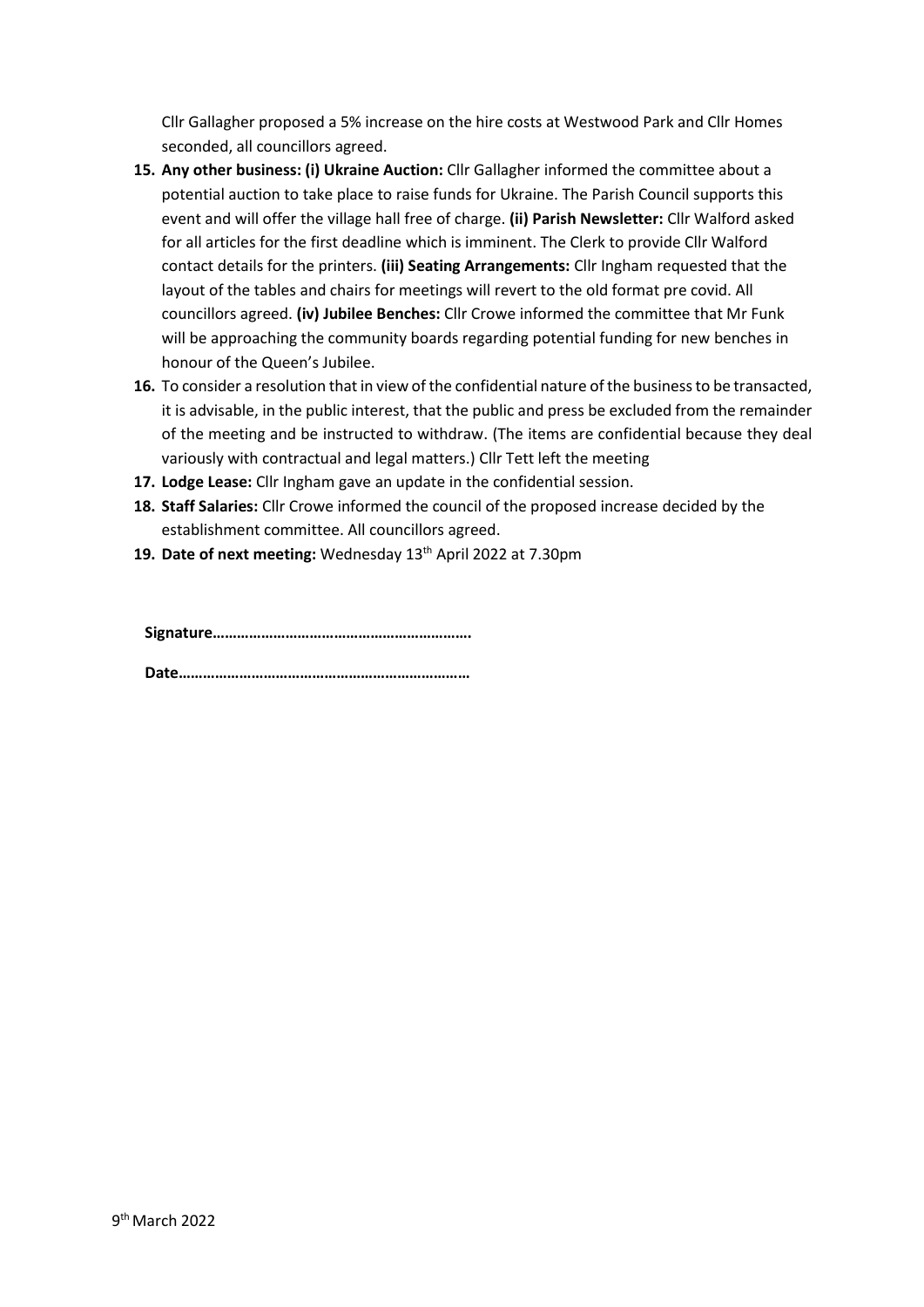Cllr Gallagher proposed a 5% increase on the hire costs at Westwood Park and Cllr Homes seconded, all councillors agreed.

15. **Any other business: (i) Ukraine Auction:** Cllr Gallagher informed the committee about a potential auction to take place to raise funds for Ukraine. The Parish Council supports this event and will offer the village hall free of charge. **(ii) Parish Newsletter:** Cllr Walford asked for all articles for the first deadline which is imminent. The Clerk to provide Cllr Walford contact details for the printers. **(iii) Seating Arrangements:** Cllr Ingham requested that the layout of the tables and chairs for meetings will revert to the old format pre covid. All councillors agreed. **(iv) Jubilee Benches:** Cllr Crowe informed the committee that Mr Funk will be approaching the community boards regarding potential funding for new benches in honour of the Queen's Jubilee.
16. To consider a resolution that in view of the confidential nature of the business to be transacted, it is advisable, in the public interest, that the public and press be excluded from the remainder of the meeting and be instructed to withdraw. (The items are confidential because they deal variously with contractual and legal matters.) Cllr Tett left the meeting
17. **Lodge Lease:** Cllr Ingham gave an update in the confidential session.
18. **Staff Salaries:** Cllr Crowe informed the council of the proposed increase decided by the establishment committee. All councillors agreed.
19. **Date of next meeting:** Wednesday 13th April 2022 at 7.30pm

**Signature……………………………………………………….**

**Date………………………………………………………………**